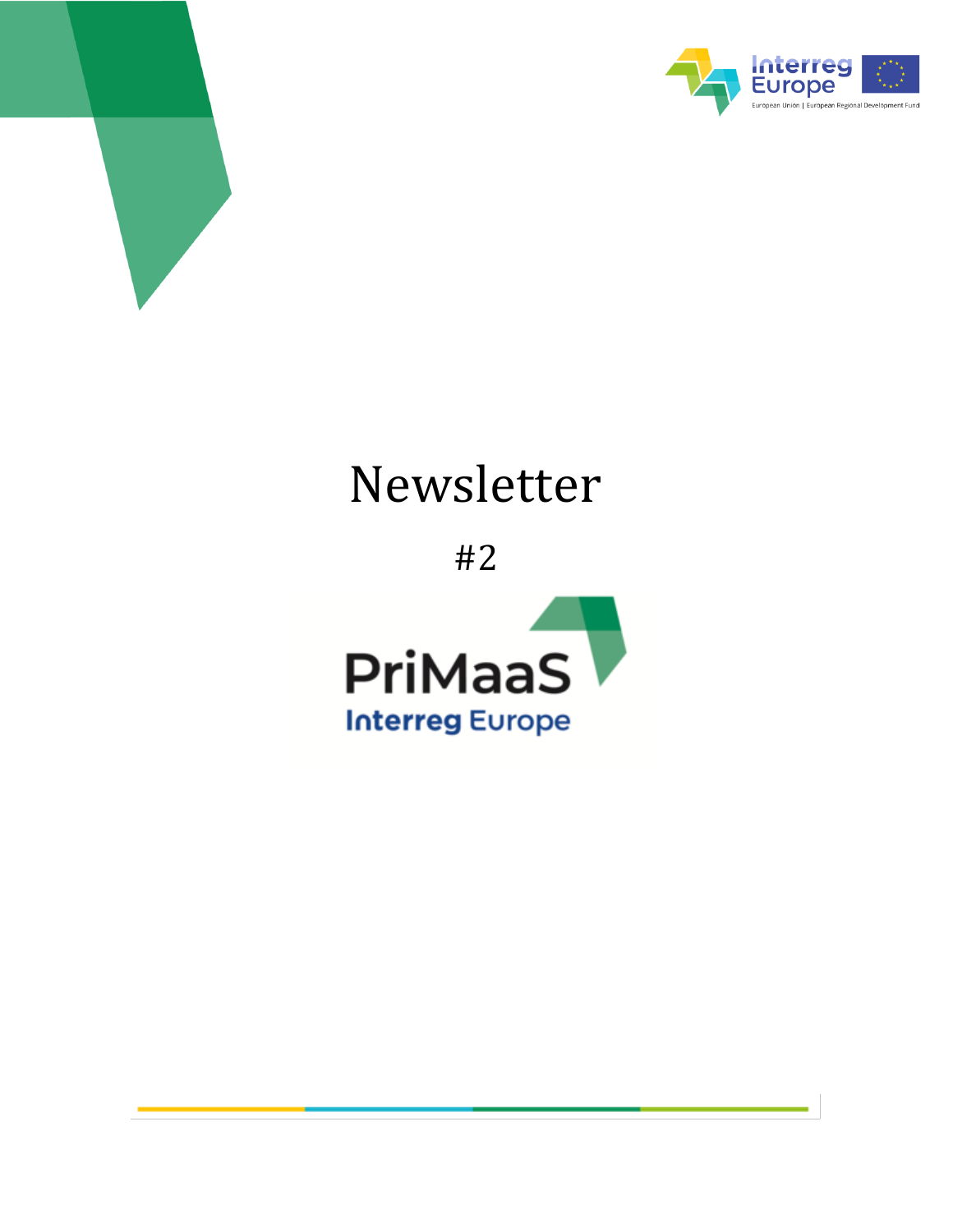# Newsletter

#2

PriMaaS

Interreg Europe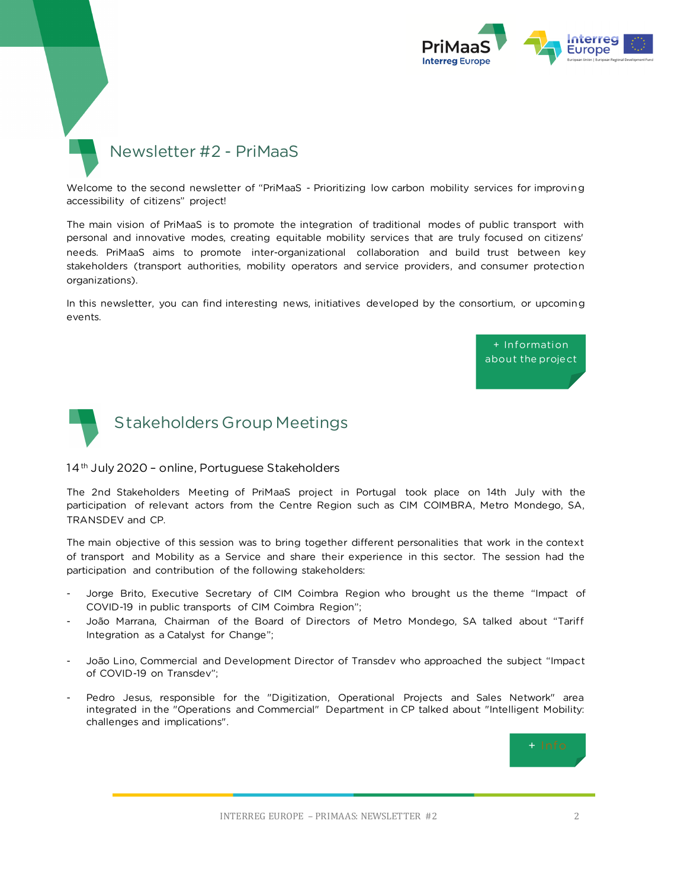# Newsletter #2 - PriMaaS

Welcome to the second newsletter of "PriMaaS - Prioritizing low carbon mobility services for improving accessibility of citizens" project!

The main vision of PriMaaS is to promote the integration of traditional modes of public transport with personal and innovative modes, creating equitable mobility services that are truly focused on citizens' needs. PriMaaS aims to promote inter-organizational collaboration and build trust between key stakeholders (transport authorities, mobility operators and service providers, and consumer protection organizations).

In this newsletter, you can find interesting news, initiatives developed by the consortium, or upcoming events.

+ Information about the project

# Stakeholders Group Meetings

## 14th July 2020 – online, Portuguese Stakeholders

The 2nd Stakeholders Meeting of PriMaaS project in Portugal took place on 14th July with the participation of relevant actors from the Centre Region such as CIM COIMBRA, Metro Mondego, SA, TRANSDEV and CP.

The main objective of this session was to bring together different personalities that work in the context of transport and Mobility as a Service and share their experience in this sector. The session had the participation and contribution of the following stakeholders:

- Jorge Brito, Executive Secretary of CIM Coimbra Region who brought us the theme "Impact of COVID-19 in public transports of CIM Coimbra Region";
- João Marrana, Chairman of the Board of Directors of Metro Mondego, SA talked about "Tariff Integration as a Catalyst for Change";
- João Lino, Commercial and Development Director of Transdev who approached the subject "Impact of COVID-19 on Transdev";
- Pedro Jesus, responsible for the "Digitization, Operational Projects and Sales Network" area integrated in the "Operations and Commercial" Department in CP talked about "Intelligent Mobility: challenges and implications".

+ Info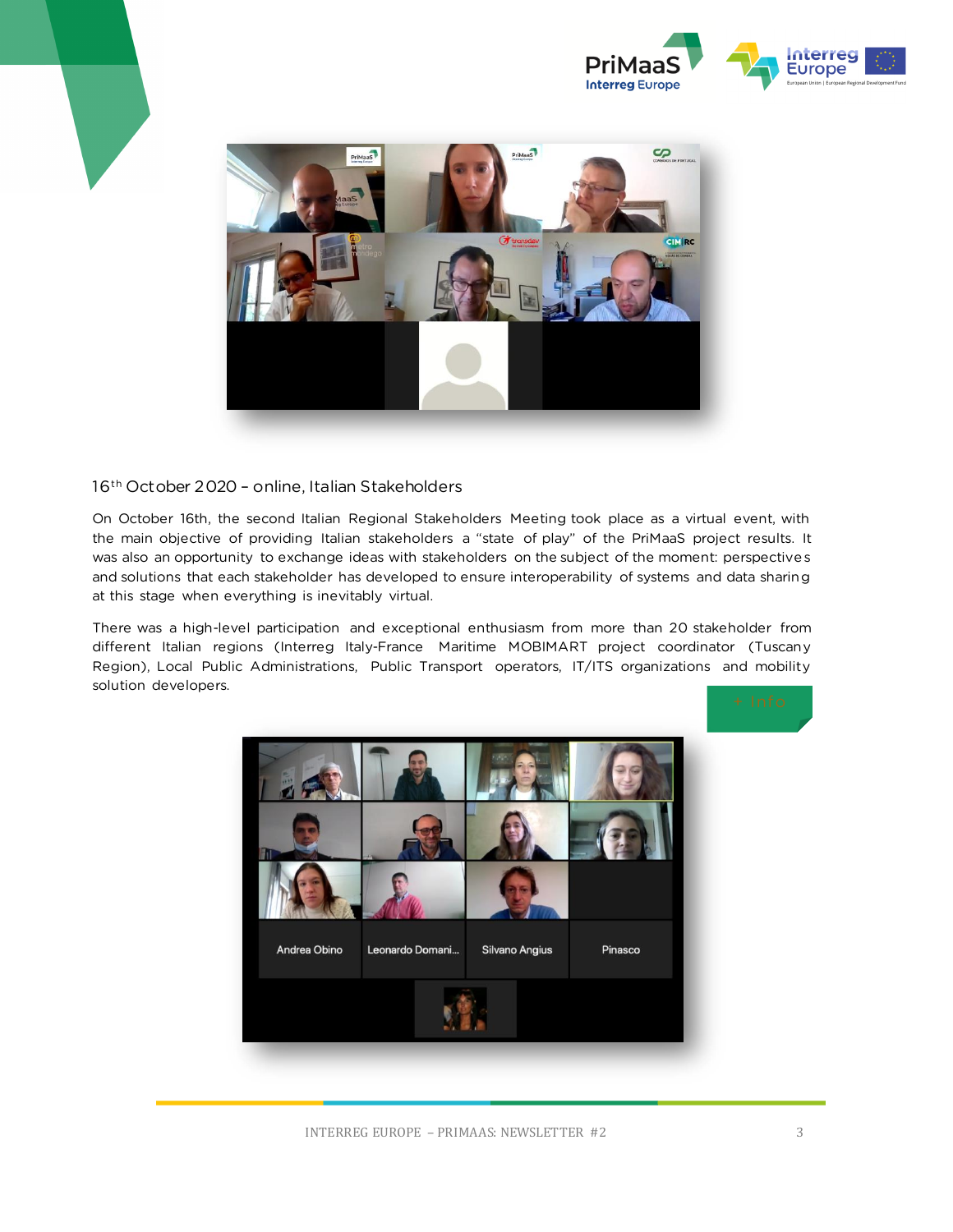## 16th October 2020 – online, Italian Stakeholders

On October 16th, the second Italian Regional Stakeholders Meeting took place as a virtual event, with the main objective of providing Italian stakeholders a "state of play" of the PriMaaS project results. It was also an opportunity to exchange ideas with stakeholders on the subject of the moment: perspectives and solutions that each stakeholder has developed to ensure interoperability of systems and data sharing at this stage when everything is inevitably virtual.

There was a high-level participation and exceptional enthusiasm from more than 20 stakeholder from different Italian regions (Interreg Italy-France Maritime MOBIMART project coordinator (Tuscany Region), Local Public Administrations, Public Transport operators, IT/ITS organizations and mobility solution developers.

+ Info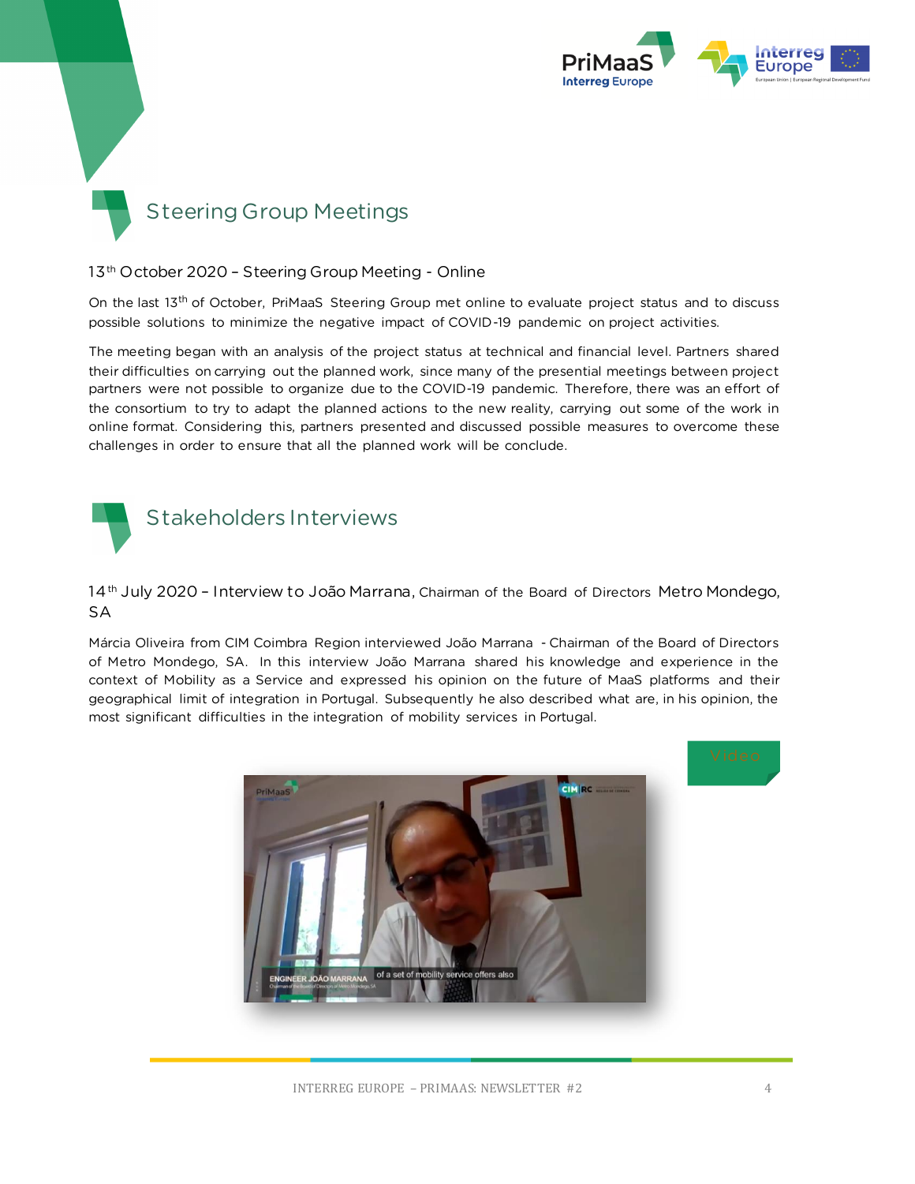## Steering Group Meetings

### 13th October 2020 – Steering Group Meeting - Online

On the last 13th of October, PriMaaS Steering Group met online to evaluate project status and to discuss possible solutions to minimize the negative impact of COVID-19 pandemic on project activities.

The meeting began with an analysis of the project status at technical and financial level. Partners shared their difficulties on carrying out the planned work, since many of the presential meetings between project partners were not possible to organize due to the COVID-19 pandemic. Therefore, there was an effort of the consortium to try to adapt the planned actions to the new reality, carrying out some of the work in online format. Considering this, partners presented and discussed possible measures to overcome these challenges in order to ensure that all the planned work will be conclude.

## Stakeholders Interviews

### 14th July 2020 – Interview to João Marrana, Chairman of the Board of Directors Metro Mondego, SA

Márcia Oliveira from CIM Coimbra Region interviewed João Marrana - Chairman of the Board of Directors of Metro Mondego, SA. In this interview João Marrana shared his knowledge and experience in the context of Mobility as a Service and expressed his opinion on the future of MaaS platforms and their geographical limit of integration in Portugal. Subsequently he also described what are, in his opinion, the most significant difficulties in the integration of mobility services in Portugal.

Video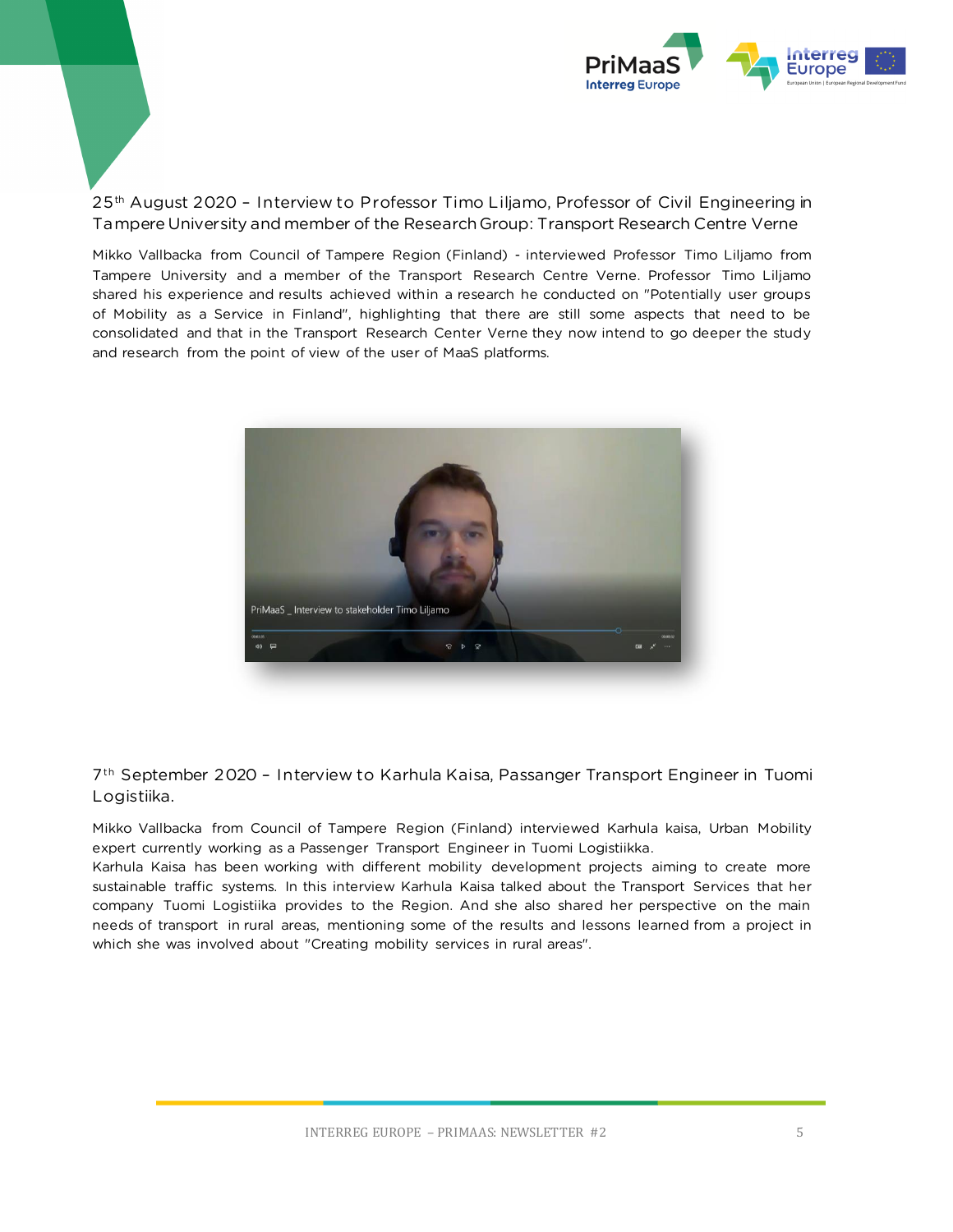## 25th August 2020 – Interview to Professor Timo Liljamo, Professor of Civil Engineering in Tampere University and member of the Research Group: Transport Research Centre Verne

Mikko Vallbacka from Council of Tampere Region (Finland) - interviewed Professor Timo Liljamo from Tampere University and a member of the Transport Research Centre Verne. Professor Timo Liljamo shared his experience and results achieved within a research he conducted on "Potentially user groups of Mobility as a Service in Finland", highlighting that there are still some aspects that need to be consolidated and that in the Transport Research Center Verne they now intend to go deeper the study and research from the point of view of the user of MaaS platforms.

## 7th September 2020 – Interview to Karhula Kaisa, Passanger Transport Engineer in Tuomi Logistiika.

Mikko Vallbacka from Council of Tampere Region (Finland) interviewed Karhula kaisa, Urban Mobility expert currently working as a Passenger Transport Engineer in Tuomi Logistiikka.

Karhula Kaisa has been working with different mobility development projects aiming to create more sustainable traffic systems. In this interview Karhula Kaisa talked about the Transport Services that her company Tuomi Logistiika provides to the Region. And she also shared her perspective on the main needs of transport in rural areas, mentioning some of the results and lessons learned from a project in which she was involved about "Creating mobility services in rural areas".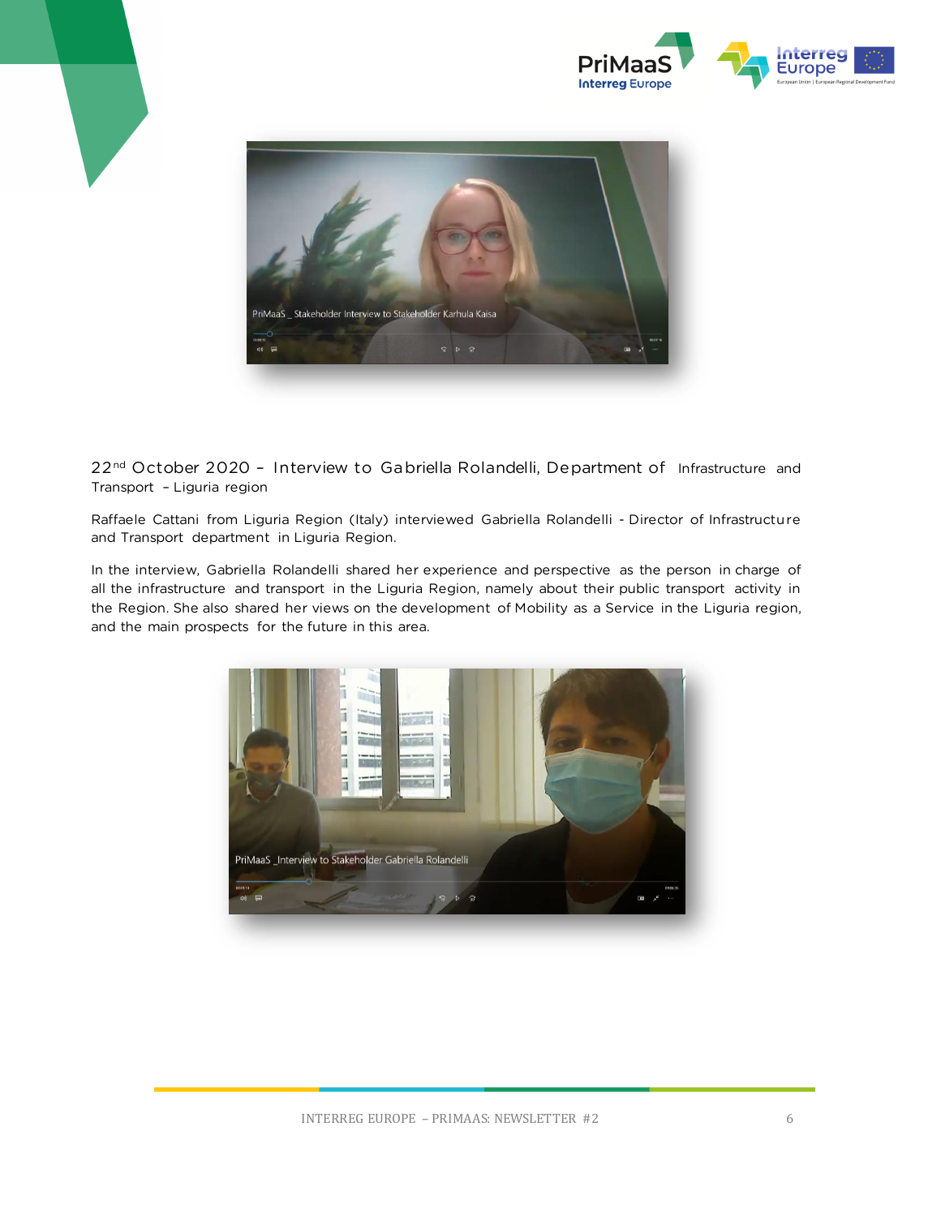22nd October 2020 – Interview to Gabriella Rolandelli, Department of Infrastructure and Transport – Liguria region

Raffaele Cattani from Liguria Region (Italy) interviewed Gabriella Rolandelli - Director of Infrastructure and Transport department in Liguria Region.

In the interview, Gabriella Rolandelli shared her experience and perspective as the person in charge of all the infrastructure and transport in the Liguria Region, namely about their public transport activity in the Region. She also shared her views on the development of Mobility as a Service in the Liguria region, and the main prospects for the future in this area.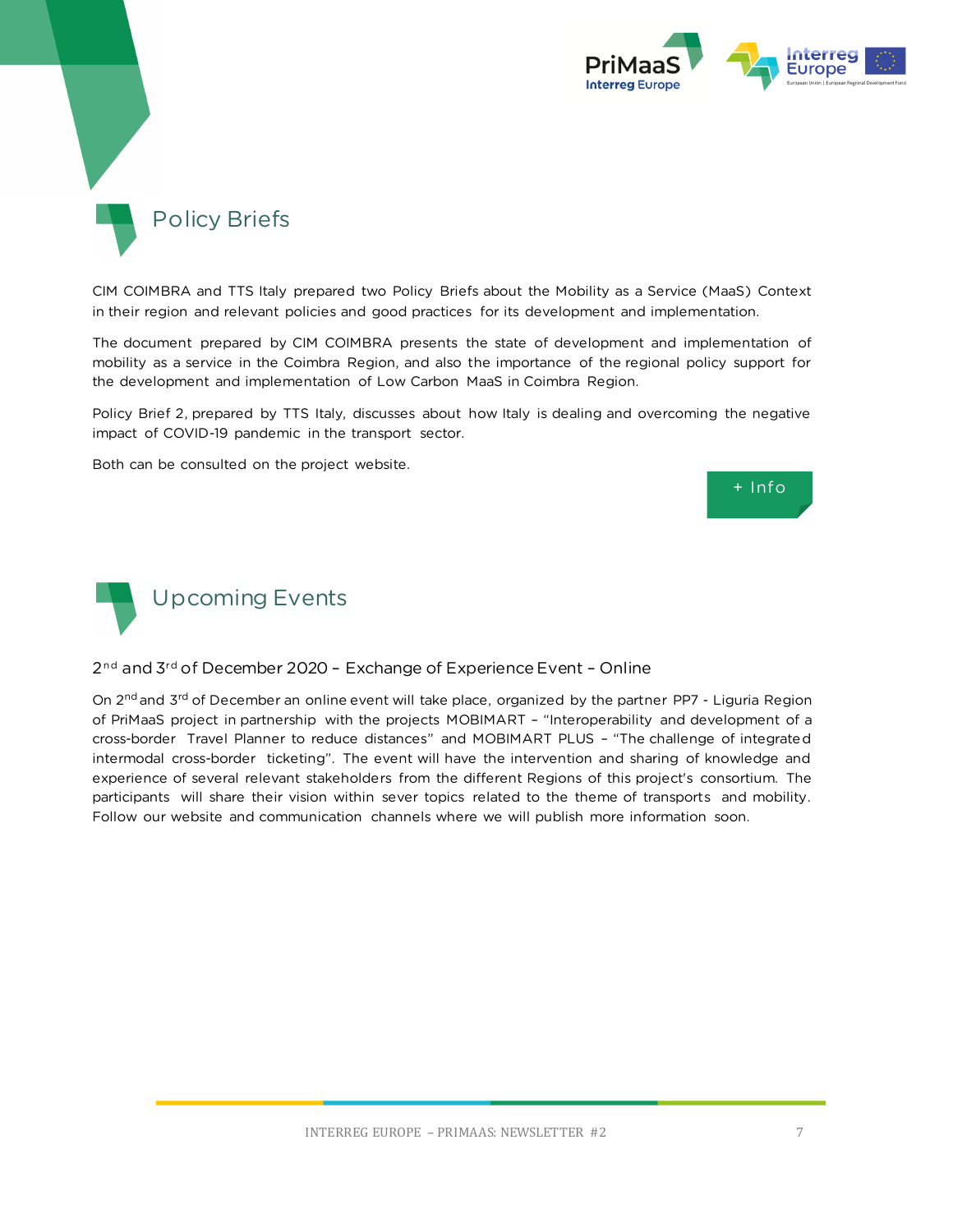## Policy Briefs

CIM COIMBRA and TTS Italy prepared two Policy Briefs about the Mobility as a Service (MaaS) Context in their region and relevant policies and good practices for its development and implementation.

The document prepared by CIM COIMBRA presents the state of development and implementation of mobility as a service in the Coimbra Region, and also the importance of the regional policy support for the development and implementation of Low Carbon MaaS in Coimbra Region.

Policy Brief 2, prepared by TTS Italy, discusses about how Italy is dealing and overcoming the negative impact of COVID-19 pandemic in the transport sector.

Both can be consulted on the project website.

+ Info

## Upcoming Events

### 2nd and 3rd of December 2020 – Exchange of Experience Event – Online

On 2nd and 3rd of December an online event will take place, organized by the partner PP7 - Liguria Region of PriMaaS project in partnership with the projects MOBIMART – "Interoperability and development of a cross-border Travel Planner to reduce distances" and MOBIMART PLUS – "The challenge of integrated intermodal cross-border ticketing". The event will have the intervention and sharing of knowledge and experience of several relevant stakeholders from the different Regions of this project's consortium. The participants will share their vision within sever topics related to the theme of transports and mobility. Follow our website and communication channels where we will publish more information soon.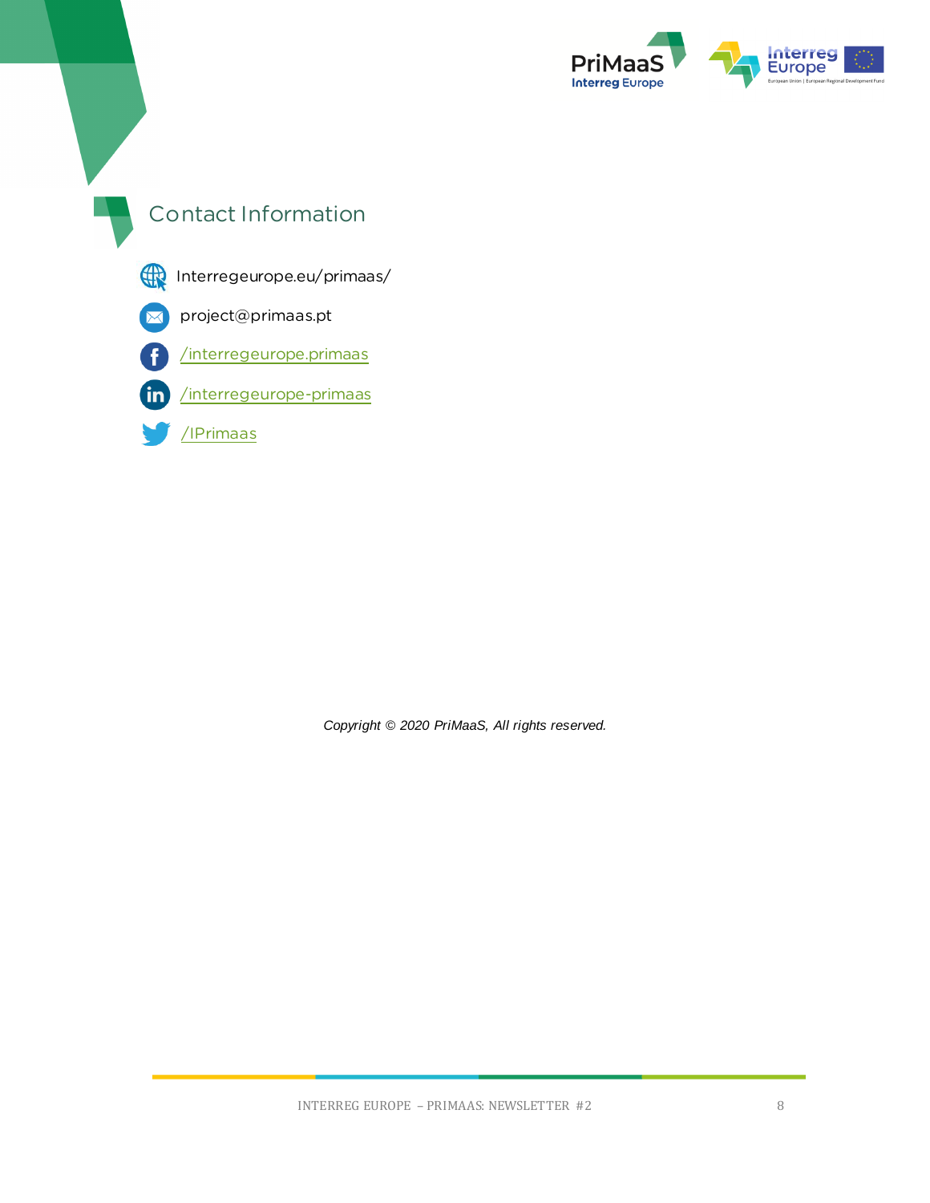## Contact Information

Interregeurope.eu/primaas/

project@primaas.pt

/interregeurope.primaas

/interregeurope-primaas

/IPrimaas

*Copyright © 2020 PriMaaS, All rights reserved.*